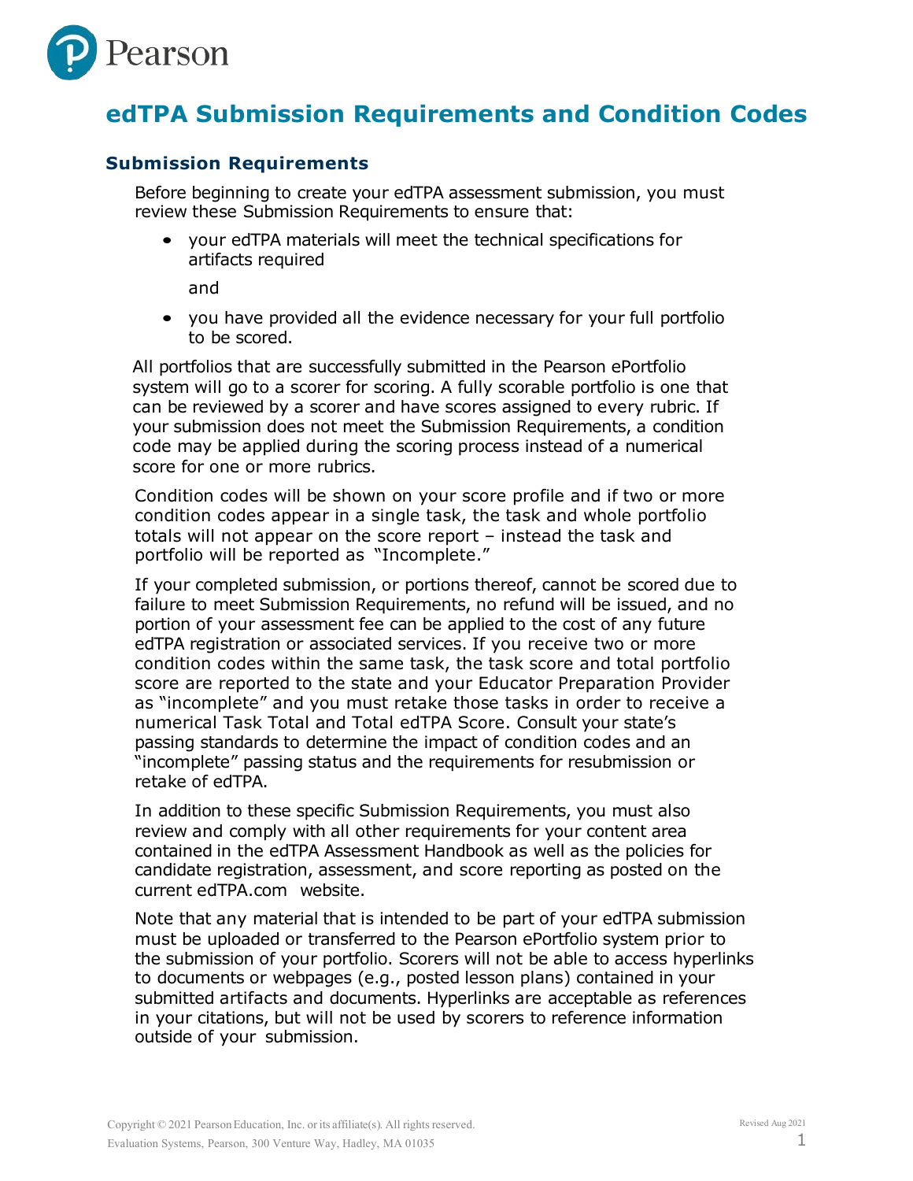# edTPA Submission Requirements and Condition Codes

## Submission Requirements

Before beginning to create your edTPA assessment submission, you must review these Submission Requirements to ensure that:

- your edTPA materials will meet the technical specifications for artifacts required

  and

- you have provided all the evidence necessary for your full portfolio to be scored.

All portfolios that are successfully submitted in the Pearson ePortfolio system will go to a scorer for scoring. A fully scorable portfolio is one that can be reviewed by a scorer and have scores assigned to every rubric. If your submission does not meet the Submission Requirements, a condition code may be applied during the scoring process instead of a numerical score for one or more rubrics.

Condition codes will be shown on your score profile and if two or more condition codes appear in a single task, the task and whole portfolio totals will not appear on the score report – instead the task and portfolio will be reported as "Incomplete."

If your completed submission, or portions thereof, cannot be scored due to failure to meet Submission Requirements, no refund will be issued, and no portion of your assessment fee can be applied to the cost of any future edTPA registration or associated services. If you receive two or more condition codes within the same task, the task score and total portfolio score are reported to the state and your Educator Preparation Provider as "incomplete" and you must retake those tasks in order to receive a numerical Task Total and Total edTPA Score. Consult your state's passing standards to determine the impact of condition codes and an "incomplete" passing status and the requirements for resubmission or retake of edTPA.

In addition to these specific Submission Requirements, you must also review and comply with all other requirements for your content area contained in the edTPA Assessment Handbook as well as the policies for candidate registration, assessment, and score reporting as posted on the current edTPA.com website.

Note that any material that is intended to be part of your edTPA submission must be uploaded or transferred to the Pearson ePortfolio system prior to the submission of your portfolio. Scorers will not be able to access hyperlinks to documents or webpages (e.g., posted lesson plans) contained in your submitted artifacts and documents. Hyperlinks are acceptable as references in your citations, but will not be used by scorers to reference information outside of your submission.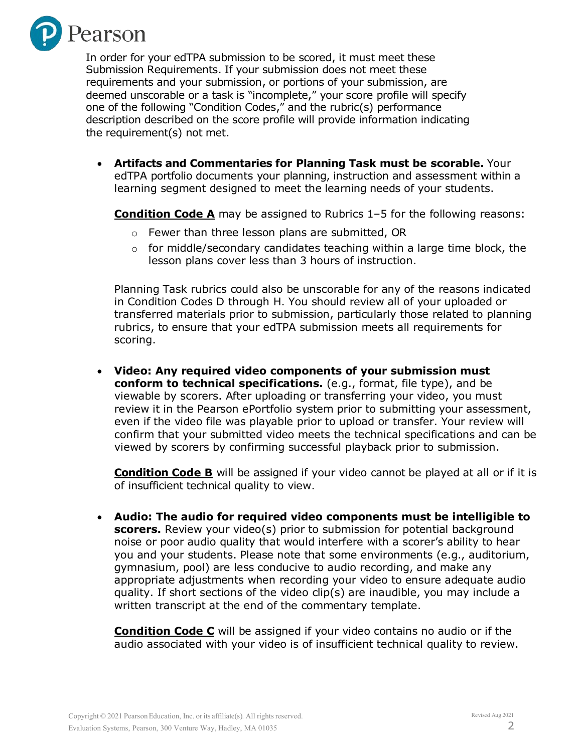In order for your edTPA submission to be scored, it must meet these Submission Requirements. If your submission does not meet these requirements and your submission, or portions of your submission, are deemed unscorable or a task is "incomplete," your score profile will specify one of the following "Condition Codes," and the rubric(s) performance description described on the score profile will provide information indicating the requirement(s) not met.

- **Artifacts and Commentaries for Planning Task must be scorable.** Your edTPA portfolio documents your planning, instruction and assessment within a learning segment designed to meet the learning needs of your students.

  **<u>Condition Code A</u>** may be assigned to Rubrics 1–5 for the following reasons:

  - Fewer than three lesson plans are submitted, OR
  - for middle/secondary candidates teaching within a large time block, the lesson plans cover less than 3 hours of instruction.

  Planning Task rubrics could also be unscorable for any of the reasons indicated in Condition Codes D through H. You should review all of your uploaded or transferred materials prior to submission, particularly those related to planning rubrics, to ensure that your edTPA submission meets all requirements for scoring.

- **Video: Any required video components of your submission must conform to technical specifications.** (e.g., format, file type), and be viewable by scorers. After uploading or transferring your video, you must review it in the Pearson ePortfolio system prior to submitting your assessment, even if the video file was playable prior to upload or transfer. Your review will confirm that your submitted video meets the technical specifications and can be viewed by scorers by confirming successful playback prior to submission.

  **<u>Condition Code B</u>** will be assigned if your video cannot be played at all or if it is of insufficient technical quality to view.

- **Audio: The audio for required video components must be intelligible to scorers.** Review your video(s) prior to submission for potential background noise or poor audio quality that would interfere with a scorer's ability to hear you and your students. Please note that some environments (e.g., auditorium, gymnasium, pool) are less conducive to audio recording, and make any appropriate adjustments when recording your video to ensure adequate audio quality. If short sections of the video clip(s) are inaudible, you may include a written transcript at the end of the commentary template.

  **<u>Condition Code C</u>** will be assigned if your video contains no audio or if the audio associated with your video is of insufficient technical quality to review.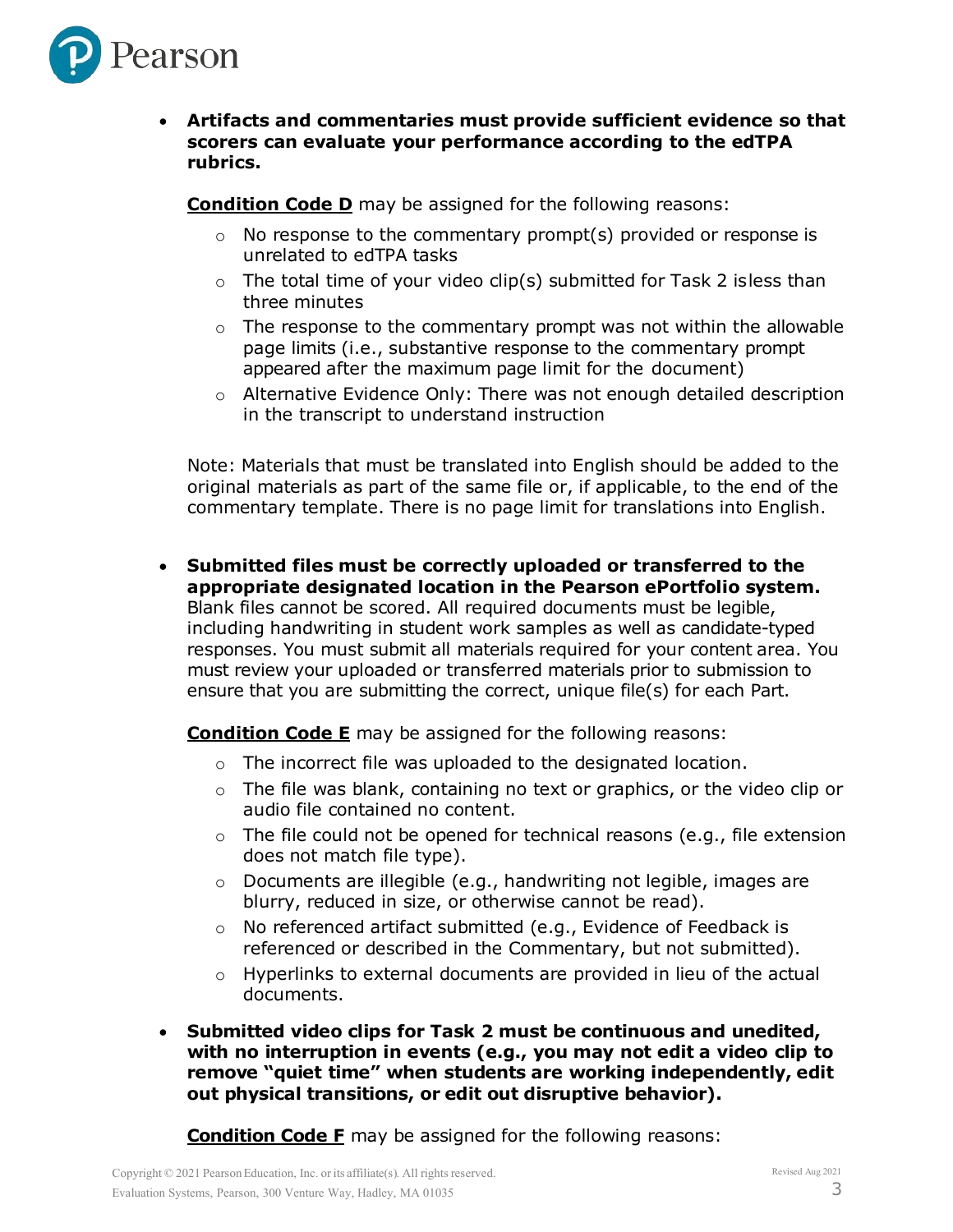- **Artifacts and commentaries must provide sufficient evidence so that scorers can evaluate your performance according to the edTPA rubrics.**

  **Condition Code D** may be assigned for the following reasons:

  - No response to the commentary prompt(s) provided or response is unrelated to edTPA tasks
  - The total time of your video clip(s) submitted for Task 2 isless than three minutes
  - The response to the commentary prompt was not within the allowable page limits (i.e., substantive response to the commentary prompt appeared after the maximum page limit for the document)
  - Alternative Evidence Only: There was not enough detailed description in the transcript to understand instruction

  Note: Materials that must be translated into English should be added to the original materials as part of the same file or, if applicable, to the end of the commentary template. There is no page limit for translations into English.

- **Submitted files must be correctly uploaded or transferred to the appropriate designated location in the Pearson ePortfolio system.** Blank files cannot be scored. All required documents must be legible, including handwriting in student work samples as well as candidate-typed responses. You must submit all materials required for your content area. You must review your uploaded or transferred materials prior to submission to ensure that you are submitting the correct, unique file(s) for each Part.

  **Condition Code E** may be assigned for the following reasons:

  - The incorrect file was uploaded to the designated location.
  - The file was blank, containing no text or graphics, or the video clip or audio file contained no content.
  - The file could not be opened for technical reasons (e.g., file extension does not match file type).
  - Documents are illegible (e.g., handwriting not legible, images are blurry, reduced in size, or otherwise cannot be read).
  - No referenced artifact submitted (e.g., Evidence of Feedback is referenced or described in the Commentary, but not submitted).
  - Hyperlinks to external documents are provided in lieu of the actual documents.

- **Submitted video clips for Task 2 must be continuous and unedited, with no interruption in events (e.g., you may not edit a video clip to remove "quiet time" when students are working independently, edit out physical transitions, or edit out disruptive behavior).**

  **Condition Code F** may be assigned for the following reasons: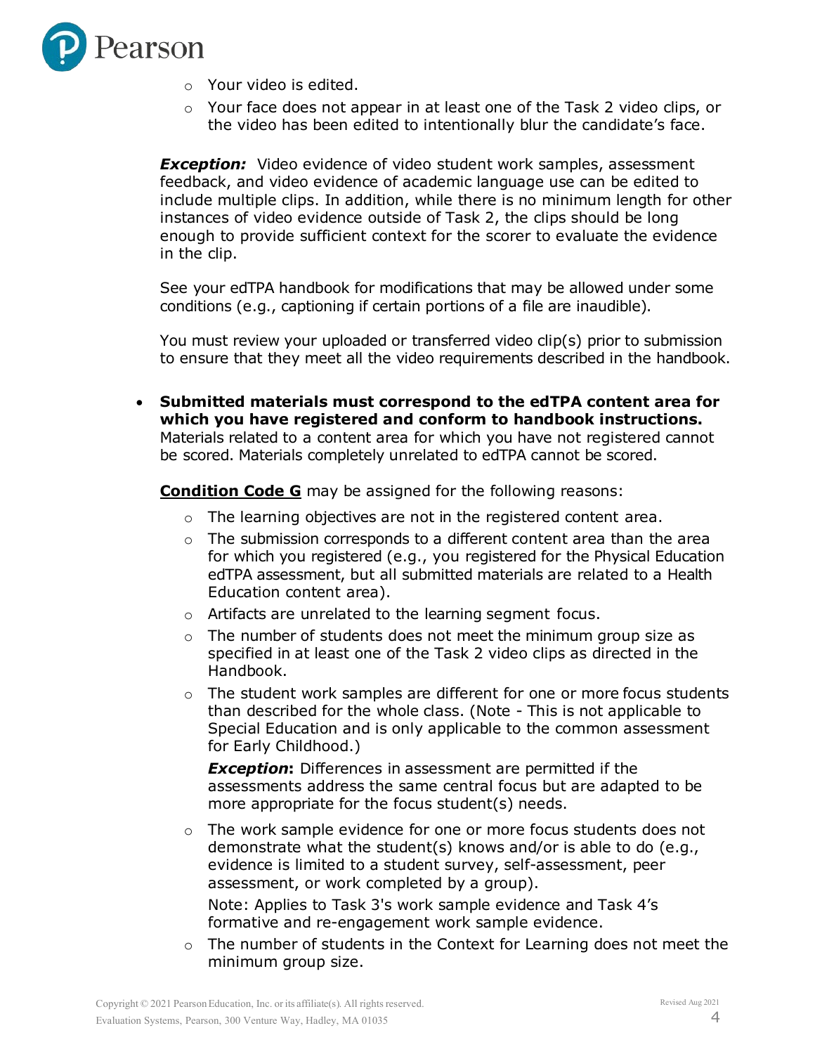- Your video is edited.
  - Your face does not appear in at least one of the Task 2 video clips, or the video has been edited to intentionally blur the candidate's face.

  ***Exception:*** Video evidence of video student work samples, assessment feedback, and video evidence of academic language use can be edited to include multiple clips. In addition, while there is no minimum length for other instances of video evidence outside of Task 2, the clips should be long enough to provide sufficient context for the scorer to evaluate the evidence in the clip.

  See your edTPA handbook for modifications that may be allowed under some conditions (e.g., captioning if certain portions of a file are inaudible).

  You must review your uploaded or transferred video clip(s) prior to submission to ensure that they meet all the video requirements described in the handbook.

- **Submitted materials must correspond to the edTPA content area for which you have registered and conform to handbook instructions.** Materials related to a content area for which you have not registered cannot be scored. Materials completely unrelated to edTPA cannot be scored.

  **<u>Condition Code G</u>** may be assigned for the following reasons:

  - The learning objectives are not in the registered content area.
  - The submission corresponds to a different content area than the area for which you registered (e.g., you registered for the Physical Education edTPA assessment, but all submitted materials are related to a Health Education content area).
  - Artifacts are unrelated to the learning segment focus.
  - The number of students does not meet the minimum group size as specified in at least one of the Task 2 video clips as directed in the Handbook.
  - The student work samples are different for one or more focus students than described for the whole class. (Note - This is not applicable to Special Education and is only applicable to the common assessment for Early Childhood.)

    ***Exception*:** Differences in assessment are permitted if the assessments address the same central focus but are adapted to be more appropriate for the focus student(s) needs.

  - The work sample evidence for one or more focus students does not demonstrate what the student(s) knows and/or is able to do (e.g., evidence is limited to a student survey, self-assessment, peer assessment, or work completed by a group).

    Note: Applies to Task 3's work sample evidence and Task 4's formative and re-engagement work sample evidence.

  - The number of students in the Context for Learning does not meet the minimum group size.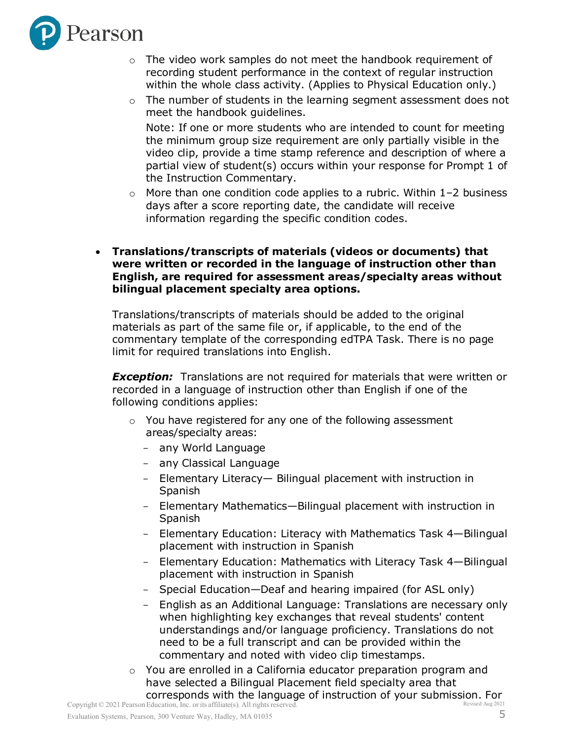- The video work samples do not meet the handbook requirement of recording student performance in the context of regular instruction within the whole class activity. (Applies to Physical Education only.)
- The number of students in the learning segment assessment does not meet the handbook guidelines.

  Note: If one or more students who are intended to count for meeting the minimum group size requirement are only partially visible in the video clip, provide a time stamp reference and description of where a partial view of student(s) occurs within your response for Prompt 1 of the Instruction Commentary.
- More than one condition code applies to a rubric. Within 1–2 business days after a score reporting date, the candidate will receive information regarding the specific condition codes.

- **Translations/transcripts of materials (videos or documents) that were written or recorded in the language of instruction other than English, are required for assessment areas/specialty areas without bilingual placement specialty area options.**

  Translations/transcripts of materials should be added to the original materials as part of the same file or, if applicable, to the end of the commentary template of the corresponding edTPA Task. There is no page limit for required translations into English.

  ***Exception:*** Translations are not required for materials that were written or recorded in a language of instruction other than English if one of the following conditions applies:

  - You have registered for any one of the following assessment areas/specialty areas:
    - any World Language
    - any Classical Language
    - Elementary Literacy— Bilingual placement with instruction in Spanish
    - Elementary Mathematics—Bilingual placement with instruction in Spanish
    - Elementary Education: Literacy with Mathematics Task 4—Bilingual placement with instruction in Spanish
    - Elementary Education: Mathematics with Literacy Task 4—Bilingual placement with instruction in Spanish
    - Special Education—Deaf and hearing impaired (for ASL only)
    - English as an Additional Language: Translations are necessary only when highlighting key exchanges that reveal students' content understandings and/or language proficiency. Translations do not need to be a full transcript and can be provided within the commentary and noted with video clip timestamps.
  - You are enrolled in a California educator preparation program and have selected a Bilingual Placement field specialty area that corresponds with the language of instruction of your submission. For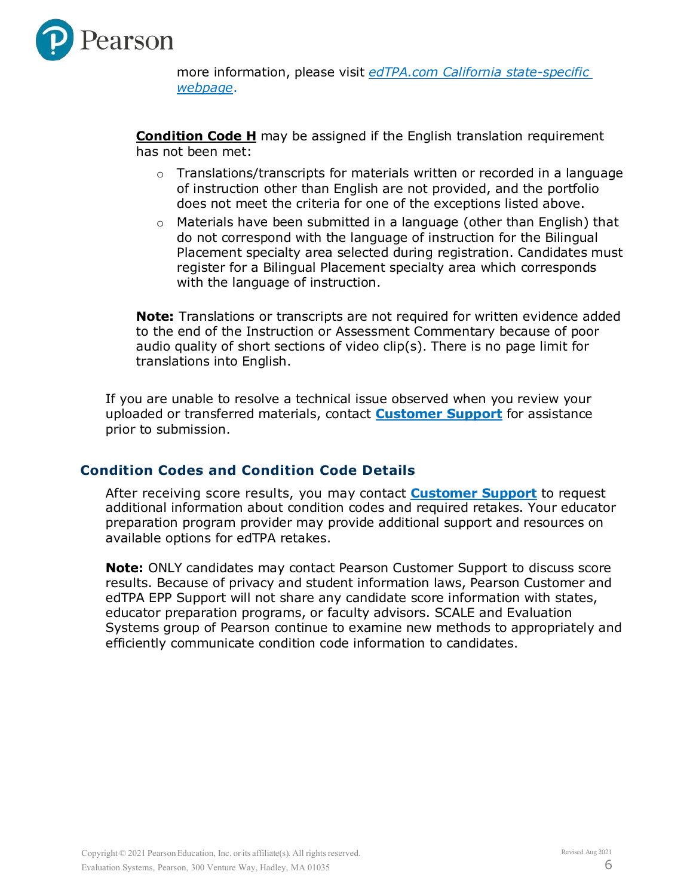more information, please visit *edTPA.com California state-specific webpage*.

**Condition Code H** may be assigned if the English translation requirement has not been met:

- Translations/transcripts for materials written or recorded in a language of instruction other than English are not provided, and the portfolio does not meet the criteria for one of the exceptions listed above.
- Materials have been submitted in a language (other than English) that do not correspond with the language of instruction for the Bilingual Placement specialty area selected during registration. Candidates must register for a Bilingual Placement specialty area which corresponds with the language of instruction.

**Note:** Translations or transcripts are not required for written evidence added to the end of the Instruction or Assessment Commentary because of poor audio quality of short sections of video clip(s). There is no page limit for translations into English.

If you are unable to resolve a technical issue observed when you review your uploaded or transferred materials, contact **Customer Support** for assistance prior to submission.

## Condition Codes and Condition Code Details

After receiving score results, you may contact **Customer Support** to request additional information about condition codes and required retakes. Your educator preparation program provider may provide additional support and resources on available options for edTPA retakes.

**Note:** ONLY candidates may contact Pearson Customer Support to discuss score results. Because of privacy and student information laws, Pearson Customer and edTPA EPP Support will not share any candidate score information with states, educator preparation programs, or faculty advisors. SCALE and Evaluation Systems group of Pearson continue to examine new methods to appropriately and efficiently communicate condition code information to candidates.